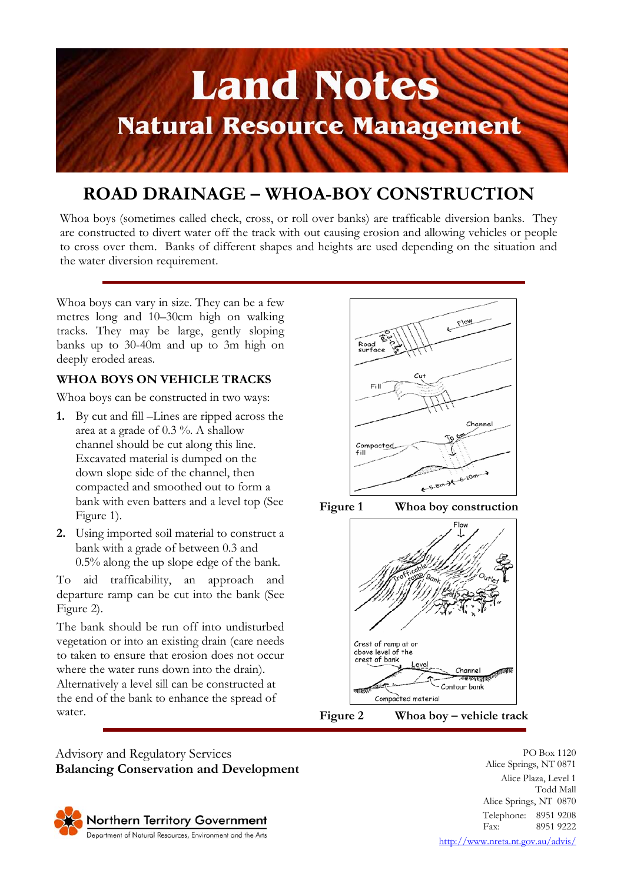# Land Notes

## Natural Resource Management

# ROAD DRAINAGE – WHOA-BOY CONSTRUCTION

Whoa boys (sometimes called check, cross, or roll over banks) are trafficable diversion banks. They are constructed to divert water off the track with out causing erosion and allowing vehicles or people to cross over them. Banks of different shapes and heights are used depending on the situation and the water diversion requirement.

Whoa boys can vary in size. They can be a few metres long and 10–30cm high on walking tracks. They may be large, gently sloping banks up to 30-40m and up to 3m high on deeply eroded areas.

### WHOA BOYS ON VEHICLE TRACKS

Whoa boys can be constructed in two ways:

1. By cut and fill –Lines are ripped across the area at a grade of 0.3 %. A shallow channel should be cut along this line. Excavated material is dumped on the down slope side of the channel, then compacted and smoothed out to form a bank with even batters and a level top (See Figure 1).
2. Using imported soil material to construct a bank with a grade of between 0.3 and 0.5% along the up slope edge of the bank.

To aid trafficability, an approach and departure ramp can be cut into the bank (See Figure 2).

The bank should be run off into undisturbed vegetation or into an existing drain (care needs to taken to ensure that erosion does not occur where the water runs down into the drain). Alternatively a level sill can be constructed at the end of the bank to enhance the spread of water.

**Figure 1** **Whoa boy construction**

**Figure 2** **Whoa boy – vehicle track**

Advisory and Regulatory Services
**Balancing Conservation and Development**

Northern Territory Government
Department of Natural Resources, Environment and the Arts

PO Box 1120
Alice Springs, NT 0871
Alice Plaza, Level 1
Todd Mall
Alice Springs, NT 0870
Telephone: 8951 9208
Fax: 8951 9222
http://www.nreta.nt.gov.au/advis/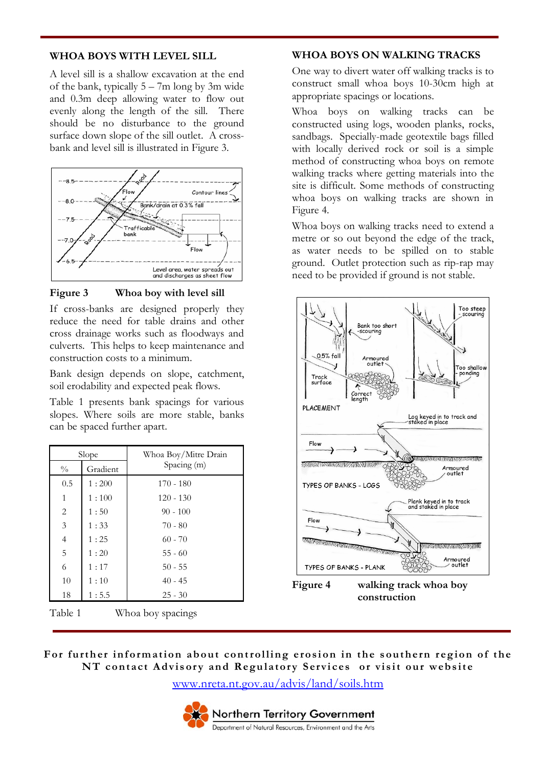## WHOA BOYS WITH LEVEL SILL

A level sill is a shallow excavation at the end of the bank, typically 5 – 7m long by 3m wide and 0.3m deep allowing water to flow out evenly along the length of the sill. There should be no disturbance to the ground surface down slope of the sill outlet. A cross-bank and level sill is illustrated in Figure 3.

8.5
8.0
7.5
7.0
6.5
Road
Flow
Contour lines
Bank/drain at 0.3% fall
Trafficable bank
Road
Flow
Level area, water spreads out and discharges as sheet flow

**Figure 3 Whoa boy with level sill**

If cross-banks are designed properly they reduce the need for table drains and other cross drainage works such as floodways and culverts. This helps to keep maintenance and construction costs to a minimum.

Bank design depends on slope, catchment, soil erodability and expected peak flows.

Table 1 presents bank spacings for various slopes. Where soils are more stable, banks can be spaced further apart.

| Slope | | Whoa Boy/Mitre Drain Spacing (m) |
|---|---|---|
| % | Gradient | |
| 0.5 | 1 : 200 | 170 - 180 |
| 1 | 1 : 100 | 120 - 130 |
| 2 | 1 : 50 | 90 - 100 |
| 3 | 1 : 33 | 70 - 80 |
| 4 | 1 : 25 | 60 - 70 |
| 5 | 1 : 20 | 55 - 60 |
| 6 | 1 : 17 | 50 - 55 |
| 10 | 1 : 10 | 40 - 45 |
| 18 | 1 : 5.5 | 25 - 30 |

Table 1 Whoa boy spacings

## WHOA BOYS ON WALKING TRACKS

One way to divert water off walking tracks is to construct small whoa boys 10-30cm high at appropriate spacings or locations.

Whoa boys on walking tracks can be constructed using logs, wooden planks, rocks, sandbags. Specially-made geotextile bags filled with locally derived rock or soil is a simple method of constructing whoa boys on remote walking tracks where getting materials into the site is difficult. Some methods of constructing whoa boys on walking tracks are shown in Figure 4.

Whoa boys on walking tracks need to extend a metre or so out beyond the edge of the track, as water needs to be spilled on to stable ground. Outlet protection such as rip-rap may need to be provided if ground is not stable.

Bank too short - scouring
0.5% fall
Armoured outlet
Track surface
Correct length
Too steep - scouring
Too shallow - ponding
PLACEMENT
Log keyed in to track and staked in place
Flow
Armoured outlet
TYPES OF BANKS - LOGS
Plank keyed in to track and staked in place
Flow
Armoured outlet
TYPES OF BANKS - PLANK

**Figure 4 walking track whoa boy construction**

**For further information about controlling erosion in the southern region of the NT contact Advisory and Regulatory Services or visit our website**

www.nreta.nt.gov.au/advis/land/soils.htm

Northern Territory Government
Department of Natural Resources, Environment and the Arts